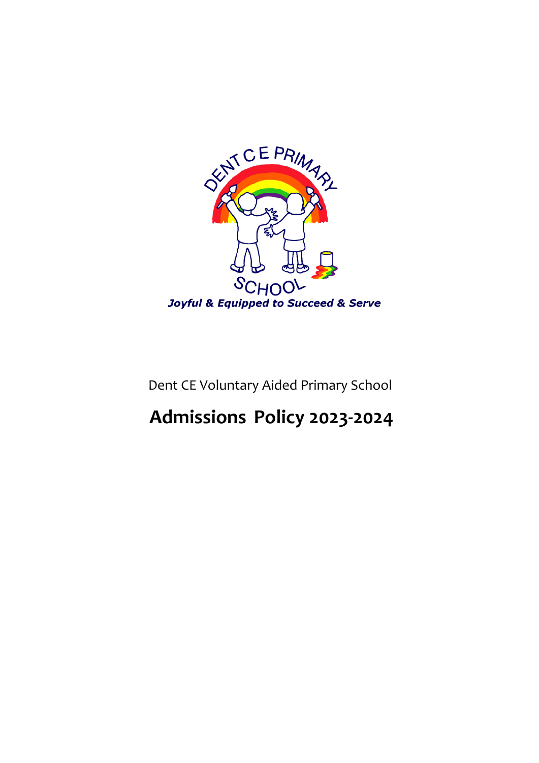DENT C E PRIMARY

SCHOOL

*Joyful & Equipped to Succeed & Serve*

Dent CE Voluntary Aided Primary School

# Admissions Policy 2023-2024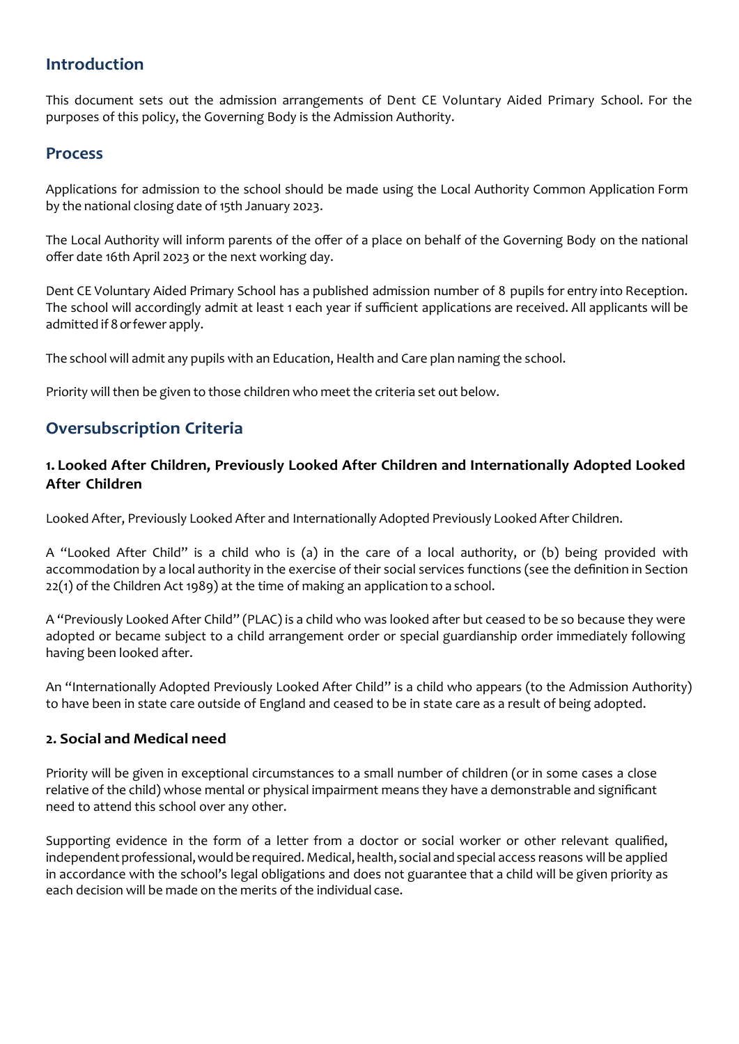## Introduction

This document sets out the admission arrangements of Dent CE Voluntary Aided Primary School. For the purposes of this policy, the Governing Body is the Admission Authority.

## Process

Applications for admission to the school should be made using the Local Authority Common Application Form by the national closing date of 15th January 2023.

The Local Authority will inform parents of the offer of a place on behalf of the Governing Body on the national offer date 16th April 2023 or the next working day.

Dent CE Voluntary Aided Primary School has a published admission number of 8 pupils for entry into Reception. The school will accordingly admit at least 1 each year if sufficient applications are received. All applicants will be admitted if 8 or fewer apply.

The school will admit any pupils with an Education, Health and Care plan naming the school.

Priority will then be given to those children who meet the criteria set out below.

## Oversubscription Criteria

### 1. Looked After Children, Previously Looked After Children and Internationally Adopted Looked After Children

Looked After, Previously Looked After and Internationally Adopted Previously Looked After Children.

A "Looked After Child" is a child who is (a) in the care of a local authority, or (b) being provided with accommodation by a local authority in the exercise of their social services functions (see the definition in Section 22(1) of the Children Act 1989) at the time of making an application to a school.

A "Previously Looked After Child" (PLAC) is a child who was looked after but ceased to be so because they were adopted or became subject to a child arrangement order or special guardianship order immediately following having been looked after.

An "Internationally Adopted Previously Looked After Child" is a child who appears (to the Admission Authority) to have been in state care outside of England and ceased to be in state care as a result of being adopted.

### 2. Social and Medical need

Priority will be given in exceptional circumstances to a small number of children (or in some cases a close relative of the child) whose mental or physical impairment means they have a demonstrable and significant need to attend this school over any other.

Supporting evidence in the form of a letter from a doctor or social worker or other relevant qualified, independent professional, would be required. Medical, health, social and special access reasons will be applied in accordance with the school's legal obligations and does not guarantee that a child will be given priority as each decision will be made on the merits of the individual case.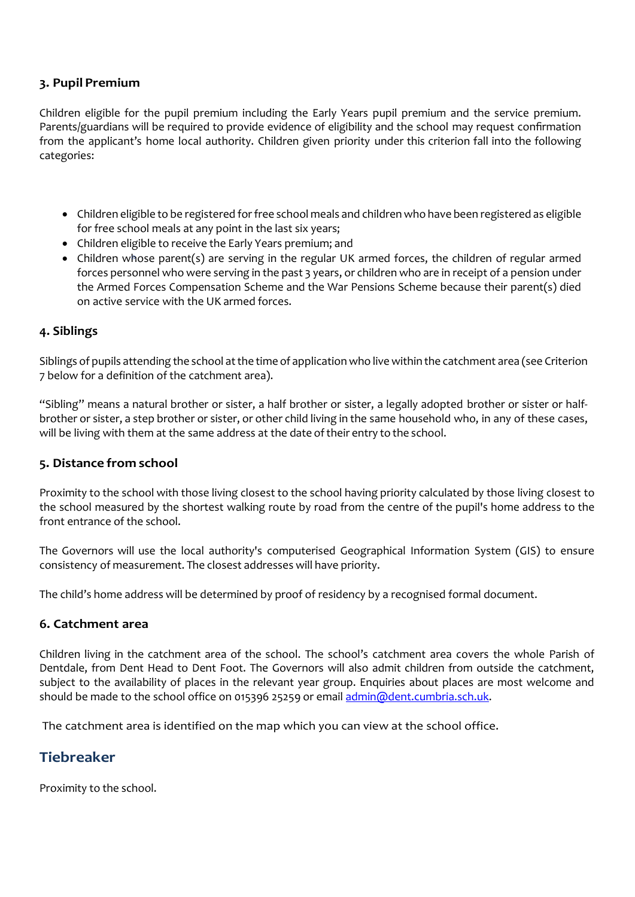### 3. Pupil Premium

Children eligible for the pupil premium including the Early Years pupil premium and the service premium. Parents/guardians will be required to provide evidence of eligibility and the school may request confirmation from the applicant's home local authority. Children given priority under this criterion fall into the following categories:

- Children eligible to be registered for free school meals and children who have been registered as eligible for free school meals at any point in the last six years;
- Children eligible to receive the Early Years premium; and
- Children whose parent(s) are serving in the regular UK armed forces, the children of regular armed forces personnel who were serving in the past 3 years, or children who are in receipt of a pension under the Armed Forces Compensation Scheme and the War Pensions Scheme because their parent(s) died on active service with the UK armed forces.

### 4. Siblings

Siblings of pupils attending the school at the time of application who live within the catchment area (see Criterion 7 below for a definition of the catchment area).

"Sibling" means a natural brother or sister, a half brother or sister, a legally adopted brother or sister or half-brother or sister, a step brother or sister, or other child living in the same household who, in any of these cases, will be living with them at the same address at the date of their entry to the school.

### 5. Distance from school

Proximity to the school with those living closest to the school having priority calculated by those living closest to the school measured by the shortest walking route by road from the centre of the pupil's home address to the front entrance of the school.

The Governors will use the local authority's computerised Geographical Information System (GIS) to ensure consistency of measurement. The closest addresses will have priority.

The child's home address will be determined by proof of residency by a recognised formal document.

### 6. Catchment area

Children living in the catchment area of the school. The school's catchment area covers the whole Parish of Dentdale, from Dent Head to Dent Foot. The Governors will also admit children from outside the catchment, subject to the availability of places in the relevant year group. Enquiries about places are most welcome and should be made to the school office on 015396 25259 or email [admin@dent.cumbria.sch.uk](mailto:admin@dent.cumbria.sch.uk).

The catchment area is identified on the map which you can view at the school office.

## Tiebreaker

Proximity to the school.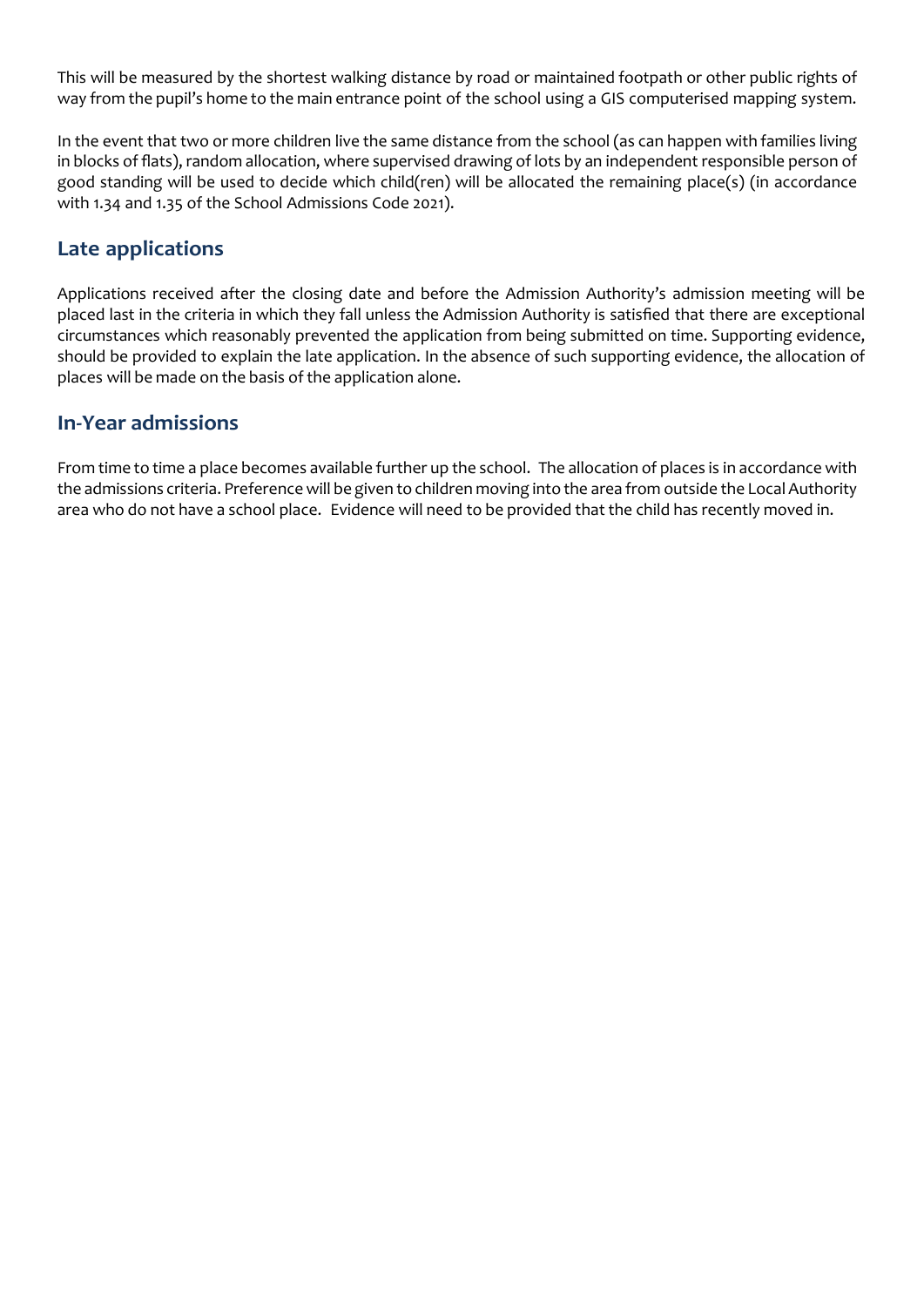This will be measured by the shortest walking distance by road or maintained footpath or other public rights of way from the pupil's home to the main entrance point of the school using a GIS computerised mapping system.

In the event that two or more children live the same distance from the school (as can happen with families living in blocks of flats), random allocation, where supervised drawing of lots by an independent responsible person of good standing will be used to decide which child(ren) will be allocated the remaining place(s) (in accordance with 1.34 and 1.35 of the School Admissions Code 2021).

## Late applications

Applications received after the closing date and before the Admission Authority's admission meeting will be placed last in the criteria in which they fall unless the Admission Authority is satisfied that there are exceptional circumstances which reasonably prevented the application from being submitted on time. Supporting evidence, should be provided to explain the late application. In the absence of such supporting evidence, the allocation of places will be made on the basis of the application alone.

## In-Year admissions

From time to time a place becomes available further up the school. The allocation of places is in accordance with the admissions criteria. Preference will be given to children moving into the area from outside the Local Authority area who do not have a school place. Evidence will need to be provided that the child has recently moved in.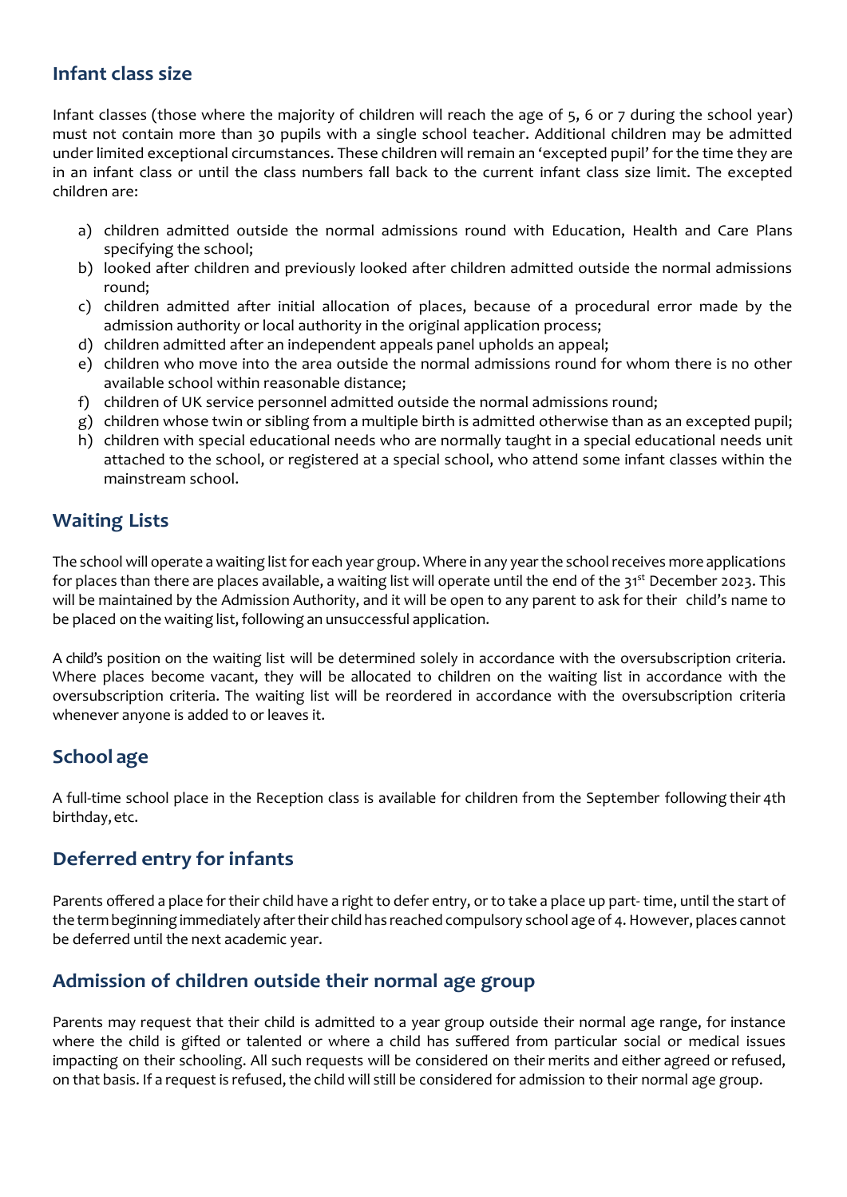## Infant class size

Infant classes (those where the majority of children will reach the age of 5, 6 or 7 during the school year) must not contain more than 30 pupils with a single school teacher. Additional children may be admitted under limited exceptional circumstances. These children will remain an 'excepted pupil' for the time they are in an infant class or until the class numbers fall back to the current infant class size limit. The excepted children are:

a) children admitted outside the normal admissions round with Education, Health and Care Plans specifying the school;
b) looked after children and previously looked after children admitted outside the normal admissions round;
c) children admitted after initial allocation of places, because of a procedural error made by the admission authority or local authority in the original application process;
d) children admitted after an independent appeals panel upholds an appeal;
e) children who move into the area outside the normal admissions round for whom there is no other available school within reasonable distance;
f) children of UK service personnel admitted outside the normal admissions round;
g) children whose twin or sibling from a multiple birth is admitted otherwise than as an excepted pupil;
h) children with special educational needs who are normally taught in a special educational needs unit attached to the school, or registered at a special school, who attend some infant classes within the mainstream school.

## Waiting Lists

The school will operate a waiting list for each year group. Where in any year the school receives more applications for places than there are places available, a waiting list will operate until the end of the 31st December 2023. This will be maintained by the Admission Authority, and it will be open to any parent to ask for their child's name to be placed on the waiting list, following an unsuccessful application.

A child's position on the waiting list will be determined solely in accordance with the oversubscription criteria. Where places become vacant, they will be allocated to children on the waiting list in accordance with the oversubscription criteria. The waiting list will be reordered in accordance with the oversubscription criteria whenever anyone is added to or leaves it.

## School age

A full-time school place in the Reception class is available for children from the September following their 4th birthday, etc.

## Deferred entry for infants

Parents offered a place for their child have a right to defer entry, or to take a place up part- time, until the start of the term beginning immediately after their child has reached compulsory school age of 4. However, places cannot be deferred until the next academic year.

## Admission of children outside their normal age group

Parents may request that their child is admitted to a year group outside their normal age range, for instance where the child is gifted or talented or where a child has suffered from particular social or medical issues impacting on their schooling. All such requests will be considered on their merits and either agreed or refused, on that basis. If a request is refused, the child will still be considered for admission to their normal age group.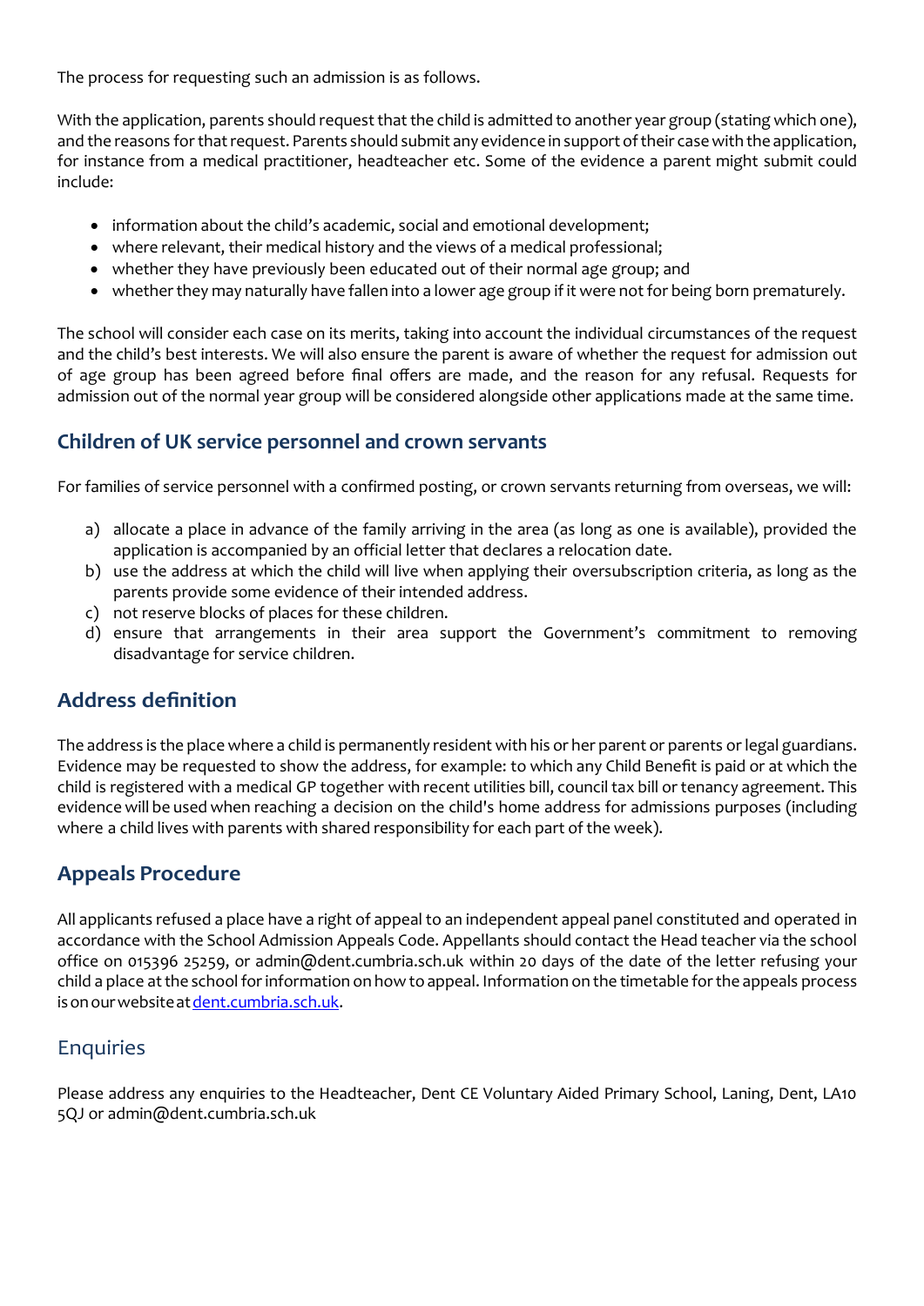The process for requesting such an admission is as follows.

With the application, parents should request that the child is admitted to another year group (stating which one), and the reasons for that request. Parents should submit any evidence in support of their case with the application, for instance from a medical practitioner, headteacher etc. Some of the evidence a parent might submit could include:

- information about the child's academic, social and emotional development;
- where relevant, their medical history and the views of a medical professional;
- whether they have previously been educated out of their normal age group; and
- whether they may naturally have fallen into a lower age group if it were not for being born prematurely.

The school will consider each case on its merits, taking into account the individual circumstances of the request and the child's best interests. We will also ensure the parent is aware of whether the request for admission out of age group has been agreed before final offers are made, and the reason for any refusal. Requests for admission out of the normal year group will be considered alongside other applications made at the same time.

## Children of UK service personnel and crown servants

For families of service personnel with a confirmed posting, or crown servants returning from overseas, we will:

a) allocate a place in advance of the family arriving in the area (as long as one is available), provided the application is accompanied by an official letter that declares a relocation date.
b) use the address at which the child will live when applying their oversubscription criteria, as long as the parents provide some evidence of their intended address.
c) not reserve blocks of places for these children.
d) ensure that arrangements in their area support the Government's commitment to removing disadvantage for service children.

## Address definition

The address is the place where a child is permanently resident with his or her parent or parents or legal guardians. Evidence may be requested to show the address, for example: to which any Child Benefit is paid or at which the child is registered with a medical GP together with recent utilities bill, council tax bill or tenancy agreement. This evidence will be used when reaching a decision on the child's home address for admissions purposes (including where a child lives with parents with shared responsibility for each part of the week).

## Appeals Procedure

All applicants refused a place have a right of appeal to an independent appeal panel constituted and operated in accordance with the School Admission Appeals Code. Appellants should contact the Head teacher via the school office on 015396 25259, or admin@dent.cumbria.sch.uk within 20 days of the date of the letter refusing your child a place at the school for information on how to appeal. Information on the timetable for the appeals process is on our website at [dent.cumbria.sch.uk](dent.cumbria.sch.uk).

## Enquiries

Please address any enquiries to the Headteacher, Dent CE Voluntary Aided Primary School, Laning, Dent, LA10 5QJ or admin@dent.cumbria.sch.uk